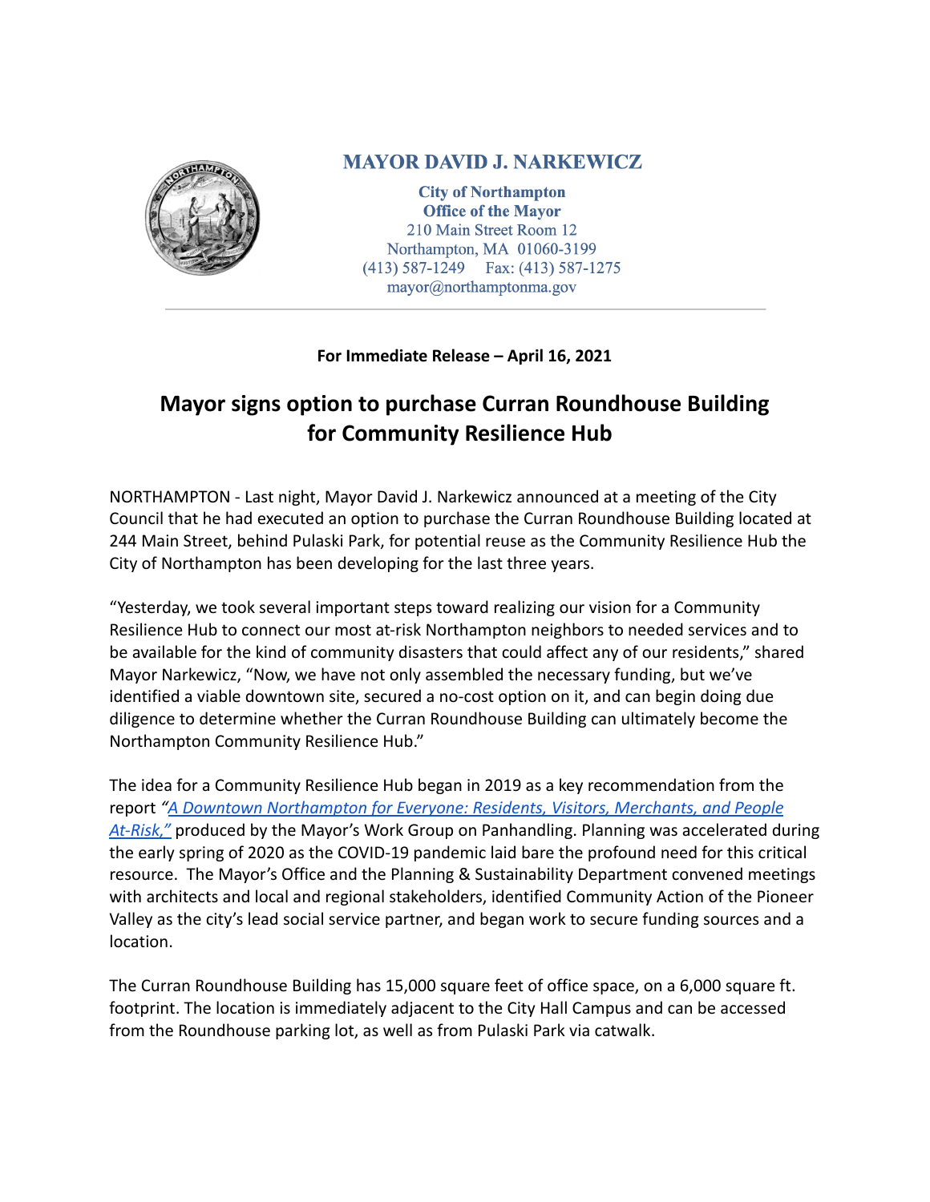**MAYOR DAVID J. NARKEWICZ**

**City of Northampton**
**Office of the Mayor**
210 Main Street Room 12
Northampton, MA 01060-3199
(413) 587-1249 Fax: (413) 587-1275
mayor@northamptonma.gov

---

**For Immediate Release – April 16, 2021**

# Mayor signs option to purchase Curran Roundhouse Building for Community Resilience Hub

NORTHAMPTON - Last night, Mayor David J. Narkewicz announced at a meeting of the City Council that he had executed an option to purchase the Curran Roundhouse Building located at 244 Main Street, behind Pulaski Park, for potential reuse as the Community Resilience Hub the City of Northampton has been developing for the last three years.

"Yesterday, we took several important steps toward realizing our vision for a Community Resilience Hub to connect our most at-risk Northampton neighbors to needed services and to be available for the kind of community disasters that could affect any of our residents," shared Mayor Narkewicz, "Now, we have not only assembled the necessary funding, but we've identified a viable downtown site, secured a no-cost option on it, and can begin doing due diligence to determine whether the Curran Roundhouse Building can ultimately become the Northampton Community Resilience Hub."

The idea for a Community Resilience Hub began in 2019 as a key recommendation from the report *"A Downtown Northampton for Everyone: Residents, Visitors, Merchants, and People At-Risk,"* produced by the Mayor's Work Group on Panhandling. Planning was accelerated during the early spring of 2020 as the COVID-19 pandemic laid bare the profound need for this critical resource. The Mayor's Office and the Planning & Sustainability Department convened meetings with architects and local and regional stakeholders, identified Community Action of the Pioneer Valley as the city's lead social service partner, and began work to secure funding sources and a location.

The Curran Roundhouse Building has 15,000 square feet of office space, on a 6,000 square ft. footprint. The location is immediately adjacent to the City Hall Campus and can be accessed from the Roundhouse parking lot, as well as from Pulaski Park via catwalk.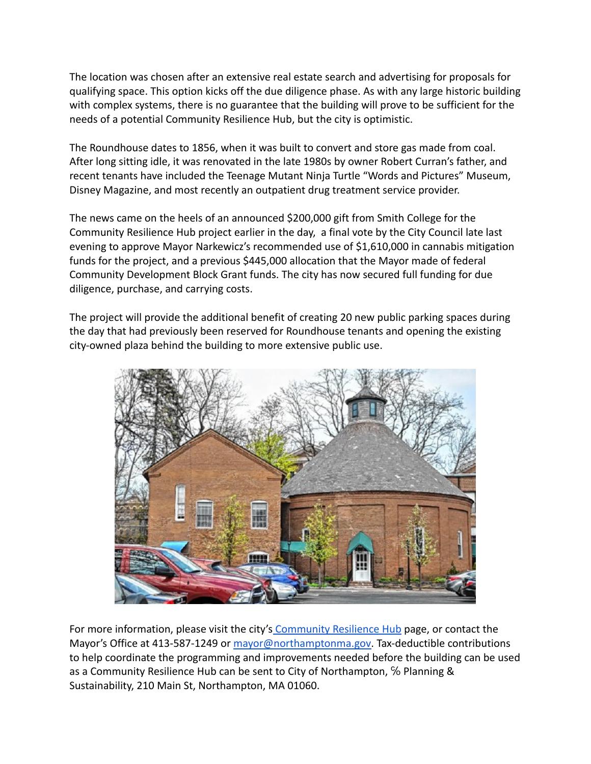The location was chosen after an extensive real estate search and advertising for proposals for qualifying space. This option kicks off the due diligence phase. As with any large historic building with complex systems, there is no guarantee that the building will prove to be sufficient for the needs of a potential Community Resilience Hub, but the city is optimistic.

The Roundhouse dates to 1856, when it was built to convert and store gas made from coal. After long sitting idle, it was renovated in the late 1980s by owner Robert Curran's father, and recent tenants have included the Teenage Mutant Ninja Turtle "Words and Pictures" Museum, Disney Magazine, and most recently an outpatient drug treatment service provider.

The news came on the heels of an announced $200,000 gift from Smith College for the Community Resilience Hub project earlier in the day,  a final vote by the City Council late last evening to approve Mayor Narkewicz's recommended use of $1,610,000 in cannabis mitigation funds for the project, and a previous $445,000 allocation that the Mayor made of federal Community Development Block Grant funds. The city has now secured full funding for due diligence, purchase, and carrying costs.

The project will provide the additional benefit of creating 20 new public parking spaces during the day that had previously been reserved for Roundhouse tenants and opening the existing city-owned plaza behind the building to more extensive public use.

For more information, please visit the city's [Community Resilience Hub](#) page, or contact the Mayor's Office at 413-587-1249 or [mayor@northamptonma.gov](mailto:mayor@northamptonma.gov). Tax-deductible contributions to help coordinate the programming and improvements needed before the building can be used as a Community Resilience Hub can be sent to City of Northampton, ℅ Planning & Sustainability, 210 Main St, Northampton, MA 01060.